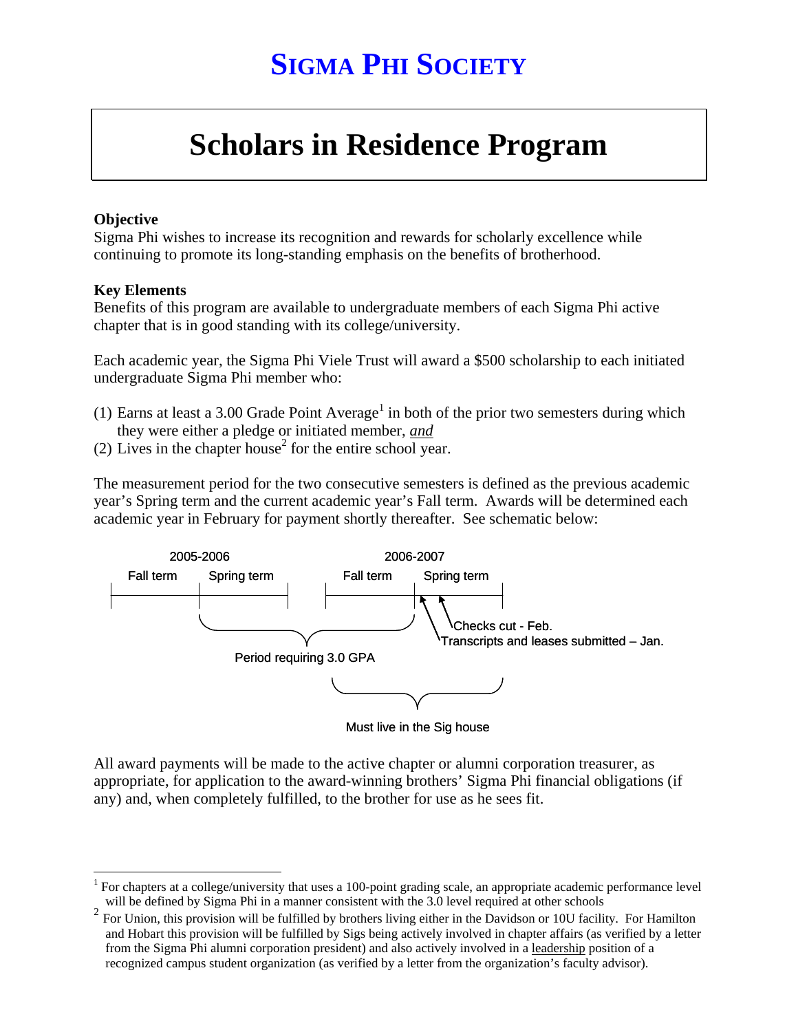# SIGMA PHI SOCIETY

# Scholars in Residence Program

**Objective**
Sigma Phi wishes to increase its recognition and rewards for scholarly excellence while continuing to promote its long-standing emphasis on the benefits of brotherhood.

**Key Elements**
Benefits of this program are available to undergraduate members of each Sigma Phi active chapter that is in good standing with its college/university.

Each academic year, the Sigma Phi Viele Trust will award a $500 scholarship to each initiated undergraduate Sigma Phi member who:

(1) Earns at least a 3.00 Grade Point Average[1] in both of the prior two semesters during which they were either a pledge or initiated member, *and*
(2) Lives in the chapter house[2] for the entire school year.

The measurement period for the two consecutive semesters is defined as the previous academic year's Spring term and the current academic year's Fall term. Awards will be determined each academic year in February for payment shortly thereafter. See schematic below:

2005-2006 | 2006-2007

Fall term | Spring term | Fall term | Spring term

Period requiring 3.0 GPA

Checks cut - Feb.

Transcripts and leases submitted – Jan.

Must live in the Sig house

All award payments will be made to the active chapter or alumni corporation treasurer, as appropriate, for application to the award-winning brothers' Sigma Phi financial obligations (if any) and, when completely fulfilled, to the brother for use as he sees fit.

---

[1] For chapters at a college/university that uses a 100-point grading scale, an appropriate academic performance level will be defined by Sigma Phi in a manner consistent with the 3.0 level required at other schools

[2] For Union, this provision will be fulfilled by brothers living either in the Davidson or 10U facility. For Hamilton and Hobart this provision will be fulfilled by Sigs being actively involved in chapter affairs (as verified by a letter from the Sigma Phi alumni corporation president) and also actively involved in a leadership position of a recognized campus student organization (as verified by a letter from the organization's faculty advisor).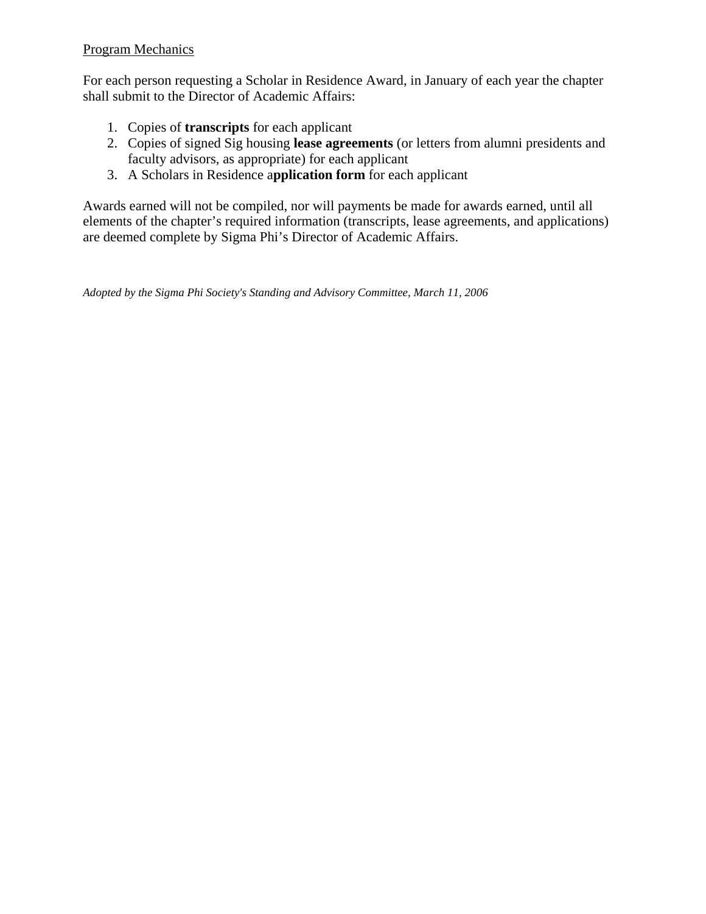Program Mechanics

For each person requesting a Scholar in Residence Award, in January of each year the chapter shall submit to the Director of Academic Affairs:

1. Copies of **transcripts** for each applicant
2. Copies of signed Sig housing **lease agreements** (or letters from alumni presidents and faculty advisors, as appropriate) for each applicant
3. A Scholars in Residence a**pplication form** for each applicant

Awards earned will not be compiled, nor will payments be made for awards earned, until all elements of the chapter's required information (transcripts, lease agreements, and applications) are deemed complete by Sigma Phi's Director of Academic Affairs.

*Adopted by the Sigma Phi Society's Standing and Advisory Committee, March 11, 2006*